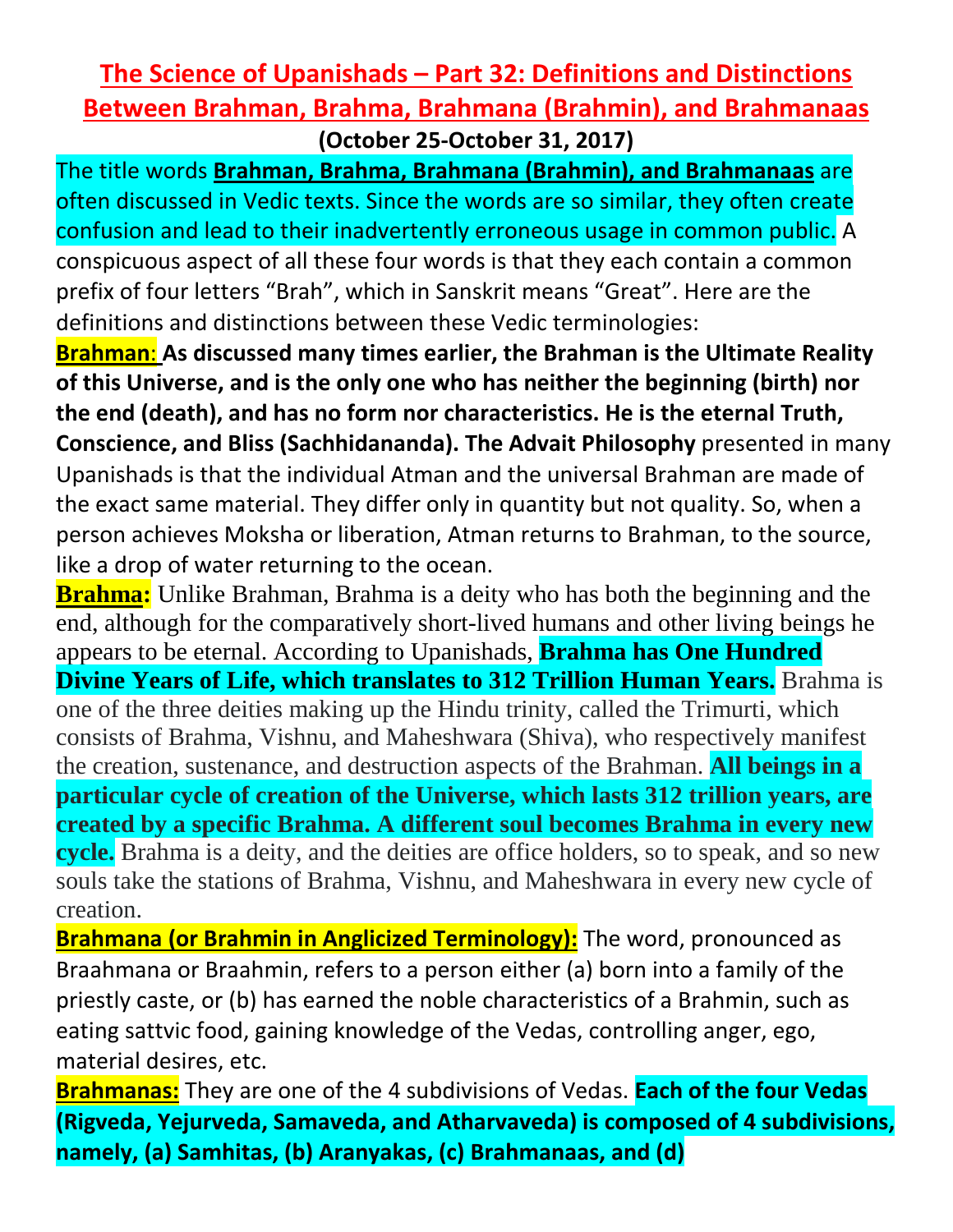# The Science of Upanishads – Part 32: Definitions and Distinctions Between Brahman, Brahma, Brahmana (Brahmin), and Brahmanaas

**(October 25-October 31, 2017)**

The title words **Brahman, Brahma, Brahmana (Brahmin), and Brahmanaas** are often discussed in Vedic texts. Since the words are so similar, they often create confusion and lead to their inadvertently erroneous usage in common public. A conspicuous aspect of all these four words is that they each contain a common prefix of four letters "Brah", which in Sanskrit means "Great". Here are the definitions and distinctions between these Vedic terminologies:

**Brahman**: **As discussed many times earlier, the Brahman is the Ultimate Reality of this Universe, and is the only one who has neither the beginning (birth) nor the end (death), and has no form nor characteristics. He is the eternal Truth, Conscience, and Bliss (Sachhidananda). The Advait Philosophy** presented in many Upanishads is that the individual Atman and the universal Brahman are made of the exact same material. They differ only in quantity but not quality. So, when a person achieves Moksha or liberation, Atman returns to Brahman, to the source, like a drop of water returning to the ocean.

**Brahma:** Unlike Brahman, Brahma is a deity who has both the beginning and the end, although for the comparatively short-lived humans and other living beings he appears to be eternal. According to Upanishads, **Brahma has One Hundred Divine Years of Life, which translates to 312 Trillion Human Years.** Brahma is one of the three deities making up the Hindu trinity, called the Trimurti, which consists of Brahma, Vishnu, and Maheshwara (Shiva), who respectively manifest the creation, sustenance, and destruction aspects of the Brahman. **All beings in a particular cycle of creation of the Universe, which lasts 312 trillion years, are created by a specific Brahma. A different soul becomes Brahma in every new cycle.** Brahma is a deity, and the deities are office holders, so to speak, and so new souls take the stations of Brahma, Vishnu, and Maheshwara in every new cycle of creation.

**Brahmana (or Brahmin in Anglicized Terminology):** The word, pronounced as Braahmana or Braahmin, refers to a person either (a) born into a family of the priestly caste, or (b) has earned the noble characteristics of a Brahmin, such as eating sattvic food, gaining knowledge of the Vedas, controlling anger, ego, material desires, etc.

**Brahmanas:** They are one of the 4 subdivisions of Vedas. **Each of the four Vedas (Rigveda, Yejurveda, Samaveda, and Atharvaveda) is composed of 4 subdivisions, namely, (a) Samhitas, (b) Aranyakas, (c) Brahmanaas, and (d)**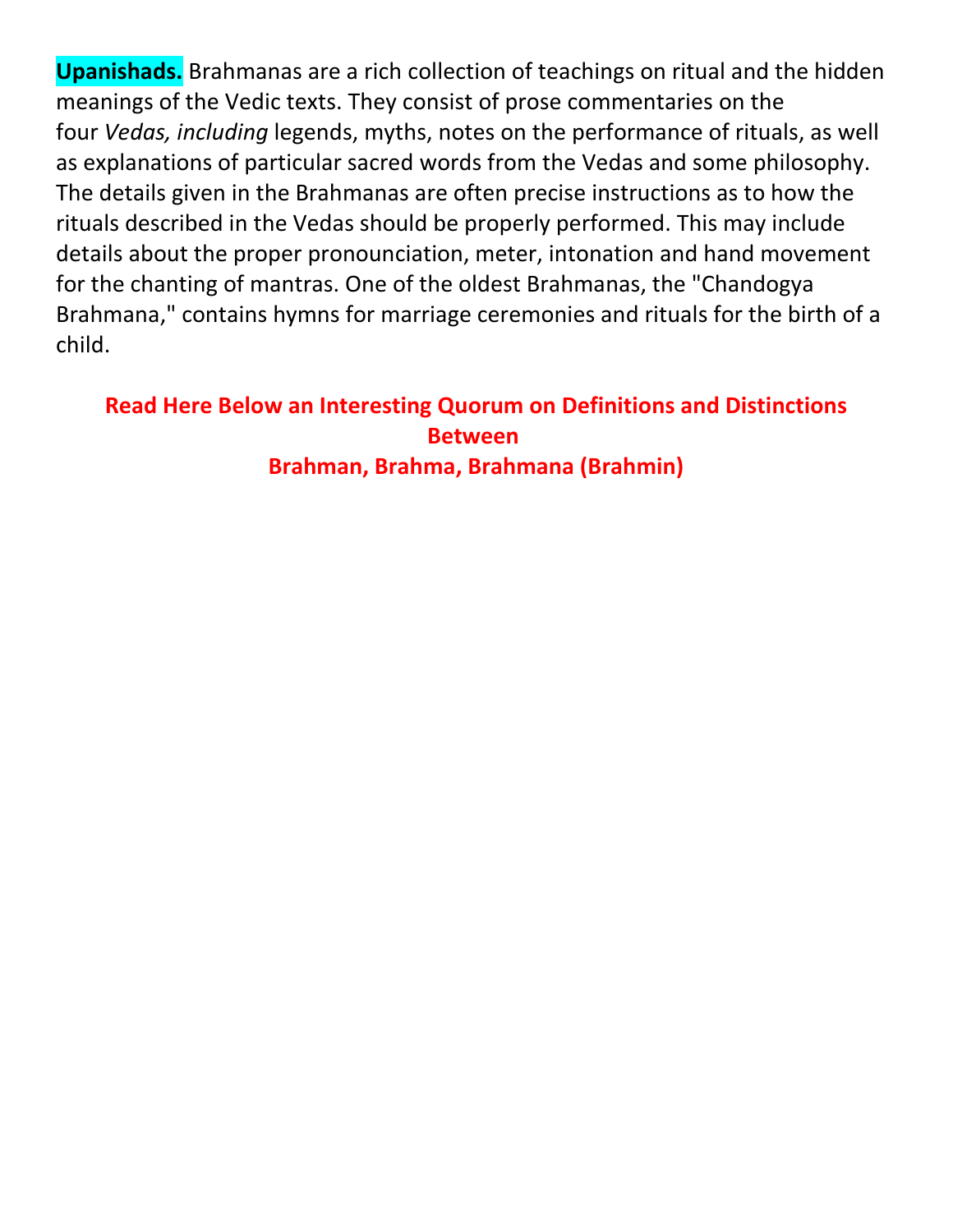**Upanishads.** Brahmanas are a rich collection of teachings on ritual and the hidden meanings of the Vedic texts. They consist of prose commentaries on the four *Vedas, including* legends, myths, notes on the performance of rituals, as well as explanations of particular sacred words from the Vedas and some philosophy. The details given in the Brahmanas are often precise instructions as to how the rituals described in the Vedas should be properly performed. This may include details about the proper pronounciation, meter, intonation and hand movement for the chanting of mantras. One of the oldest Brahmanas, the "Chandogya Brahmana," contains hymns for marriage ceremonies and rituals for the birth of a child.

**Read Here Below an Interesting Quorum on Definitions and Distinctions Between**
**Brahman, Brahma, Brahmana (Brahmin)**